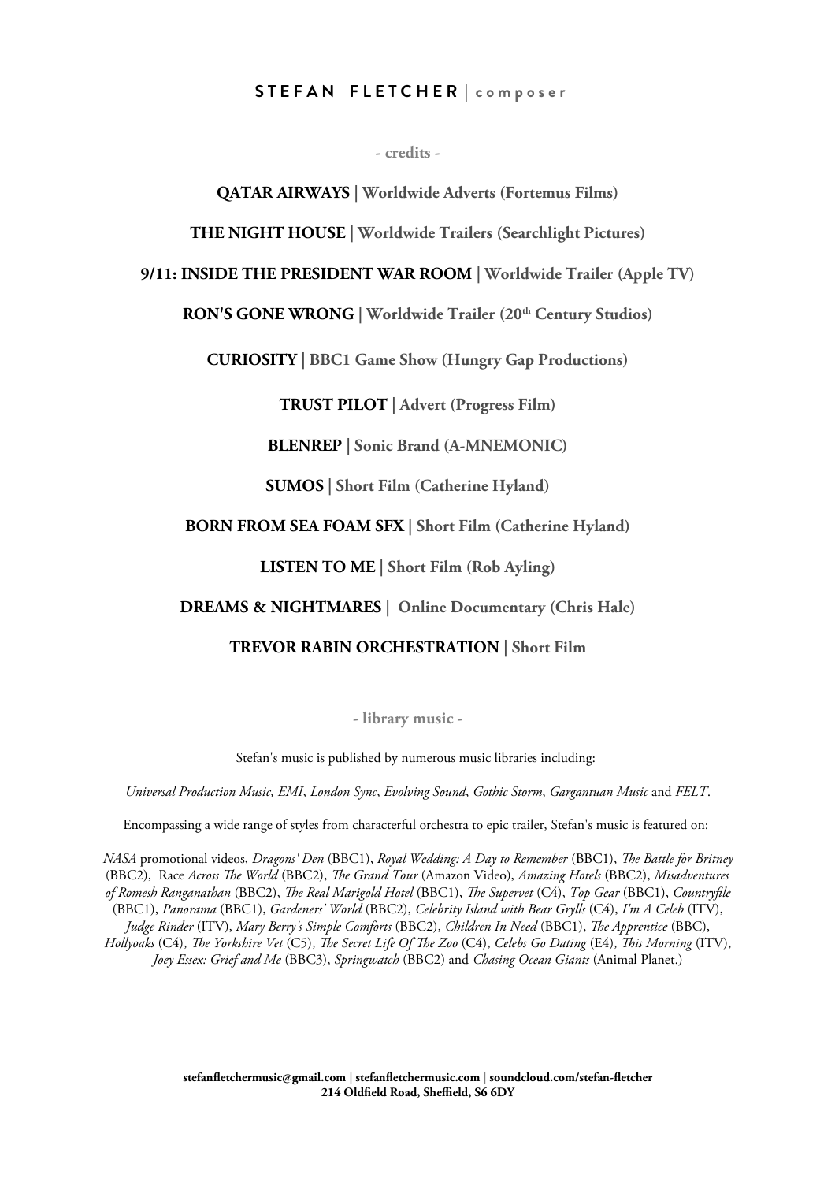# STEFAN FLETCHER | composer

## - credits -

**QATAR AIRWAYS |** **Worldwide Adverts (Fortemus Films)**

**THE NIGHT HOUSE |** **Worldwide Trailers (Searchlight Pictures)**

**9/11: INSIDE THE PRESIDENT WAR ROOM |** **Worldwide Trailer (Apple TV)**

**RON'S GONE WRONG |** **Worldwide Trailer (20th Century Studios)**

**CURIOSITY |** **BBC1 Game Show (Hungry Gap Productions)**

**TRUST PILOT |** **Advert (Progress Film)**

**BLENREP |** **Sonic Brand (A-MNEMONIC)**

**SUMOS |** **Short Film (Catherine Hyland)**

**BORN FROM SEA FOAM SFX |** **Short Film (Catherine Hyland)**

**LISTEN TO ME |** **Short Film (Rob Ayling)**

**DREAMS & NIGHTMARES |** **Online Documentary (Chris Hale)**

**TREVOR RABIN ORCHESTRATION |** **Short Film**

## - library music -

Stefan's music is published by numerous music libraries including:

*Universal Production Music, EMI*, *London Sync*, *Evolving Sound*, *Gothic Storm*, *Gargantuan Music* and *FELT*.

Encompassing a wide range of styles from characterful orchestra to epic trailer, Stefan's music is featured on:

*NASA* promotional videos, *Dragons' Den* (BBC1), *Royal Wedding: A Day to Remember* (BBC1), *The Battle for Britney* (BBC2), Race *Across The World* (BBC2), *The Grand Tour* (Amazon Video), *Amazing Hotels* (BBC2), *Misadventures of Romesh Ranganathan* (BBC2), *The Real Marigold Hotel* (BBC1), *The Supervet* (C4), *Top Gear* (BBC1), *Countryfile* (BBC1), *Panorama* (BBC1), *Gardeners' World* (BBC2), *Celebrity Island with Bear Grylls* (C4), *I'm A Celeb* (ITV), *Judge Rinder* (ITV), *Mary Berry's Simple Comforts* (BBC2), *Children In Need* (BBC1), *The Apprentice* (BBC), *Hollyoaks* (C4), *The Yorkshire Vet* (C5), *The Secret Life Of The Zoo* (C4), *Celebs Go Dating* (E4), *This Morning* (ITV), *Joey Essex: Grief and Me* (BBC3), *Springwatch* (BBC2) and *Chasing Ocean Giants* (Animal Planet.)

**stefanfletchermusic@gmail.com | stefanfletchermusic.com | soundcloud.com/stefan-fletcher**
**214 Oldfield Road, Sheffield, S6 6DY**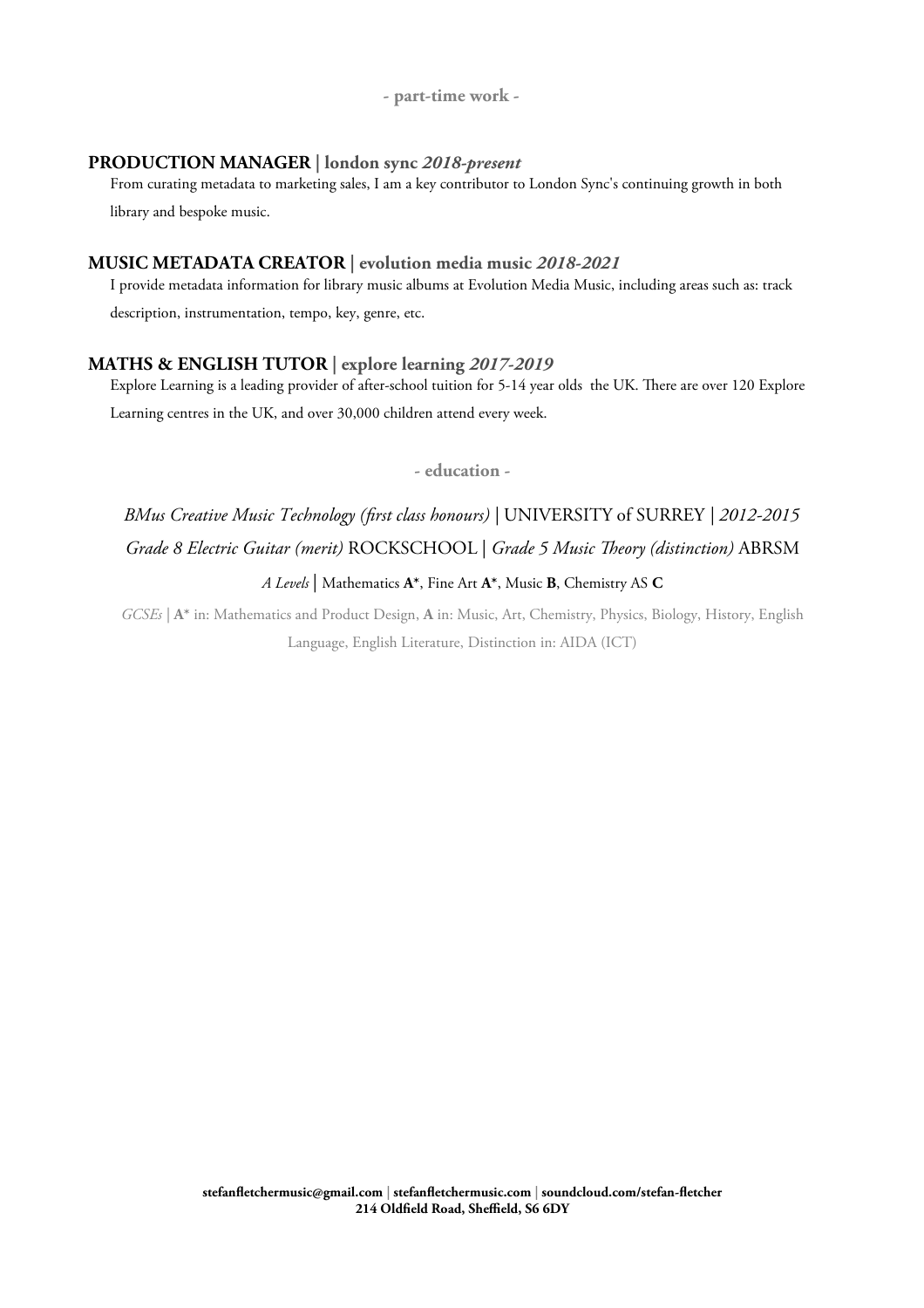## - part-time work -

### **PRODUCTION MANAGER | london sync *2018-present***

From curating metadata to marketing sales, I am a key contributor to London Sync's continuing growth in both library and bespoke music.

### **MUSIC METADATA CREATOR | evolution media music *2018-2021***

I provide metadata information for library music albums at Evolution Media Music, including areas such as: track description, instrumentation, tempo, key, genre, etc.

### **MATHS & ENGLISH TUTOR | explore learning *2017-2019***

Explore Learning is a leading provider of after-school tuition for 5-14 year olds the UK. There are over 120 Explore Learning centres in the UK, and over 30,000 children attend every week.

## - education -

*BMus Creative Music Technology (first class honours)* | UNIVERSITY of SURREY | *2012-2015*

*Grade 8 Electric Guitar (merit)* ROCKSCHOOL | *Grade 5 Music Theory (distinction)* ABRSM

*A Levels* | Mathematics **A***, Fine Art **A***, Music **B**, Chemistry AS **C**

*GCSEs* | **A*** in: Mathematics and Product Design, **A** in: Music, Art, Chemistry, Physics, Biology, History, English Language, English Literature, Distinction in: AIDA (ICT)

**stefanfletchermusic@gmail.com** | **stefanfletchermusic.com** | **soundcloud.com/stefan-fletcher**
**214 Oldfield Road, Sheffield, S6 6DY**